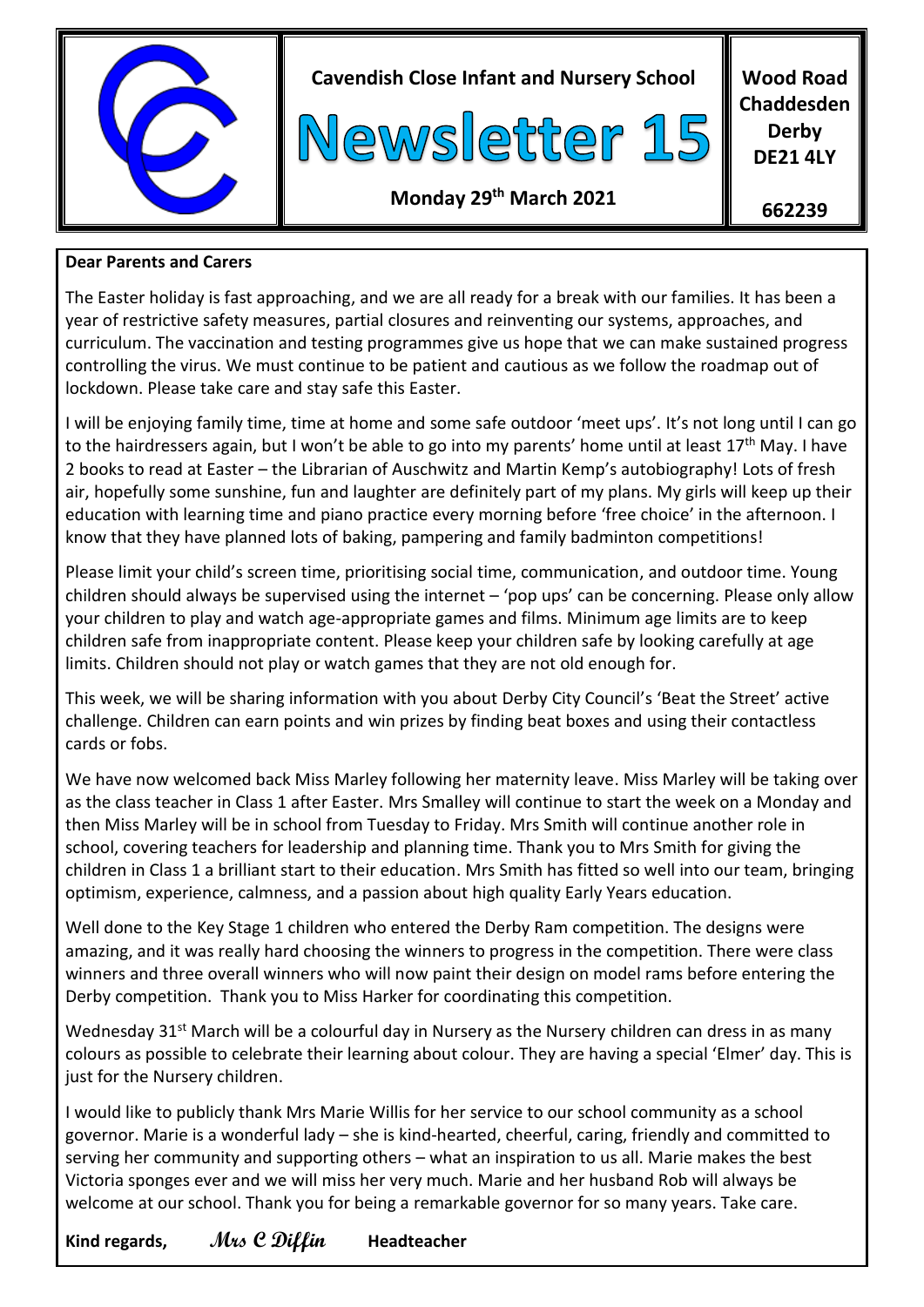**Cavendish Close Infant and Nursery School**

# Newsletter 15

**Monday 29th March 2021**

**Wood Road**
**Chaddesden**
**Derby**
**DE21 4LY**

**662239**

**Dear Parents and Carers**

The Easter holiday is fast approaching, and we are all ready for a break with our families. It has been a year of restrictive safety measures, partial closures and reinventing our systems, approaches, and curriculum. The vaccination and testing programmes give us hope that we can make sustained progress controlling the virus. We must continue to be patient and cautious as we follow the roadmap out of lockdown. Please take care and stay safe this Easter.

I will be enjoying family time, time at home and some safe outdoor 'meet ups'. It's not long until I can go to the hairdressers again, but I won't be able to go into my parents' home until at least 17th May. I have 2 books to read at Easter – the Librarian of Auschwitz and Martin Kemp's autobiography! Lots of fresh air, hopefully some sunshine, fun and laughter are definitely part of my plans. My girls will keep up their education with learning time and piano practice every morning before 'free choice' in the afternoon. I know that they have planned lots of baking, pampering and family badminton competitions!

Please limit your child's screen time, prioritising social time, communication, and outdoor time. Young children should always be supervised using the internet – 'pop ups' can be concerning. Please only allow your children to play and watch age-appropriate games and films. Minimum age limits are to keep children safe from inappropriate content. Please keep your children safe by looking carefully at age limits. Children should not play or watch games that they are not old enough for.

This week, we will be sharing information with you about Derby City Council's 'Beat the Street' active challenge. Children can earn points and win prizes by finding beat boxes and using their contactless cards or fobs.

We have now welcomed back Miss Marley following her maternity leave. Miss Marley will be taking over as the class teacher in Class 1 after Easter. Mrs Smalley will continue to start the week on a Monday and then Miss Marley will be in school from Tuesday to Friday. Mrs Smith will continue another role in school, covering teachers for leadership and planning time. Thank you to Mrs Smith for giving the children in Class 1 a brilliant start to their education. Mrs Smith has fitted so well into our team, bringing optimism, experience, calmness, and a passion about high quality Early Years education.

Well done to the Key Stage 1 children who entered the Derby Ram competition. The designs were amazing, and it was really hard choosing the winners to progress in the competition. There were class winners and three overall winners who will now paint their design on model rams before entering the Derby competition. Thank you to Miss Harker for coordinating this competition.

Wednesday 31st March will be a colourful day in Nursery as the Nursery children can dress in as many colours as possible to celebrate their learning about colour. They are having a special 'Elmer' day. This is just for the Nursery children.

I would like to publicly thank Mrs Marie Willis for her service to our school community as a school governor. Marie is a wonderful lady – she is kind-hearted, cheerful, caring, friendly and committed to serving her community and supporting others – what an inspiration to us all. Marie makes the best Victoria sponges ever and we will miss her very much. Marie and her husband Rob will always be welcome at our school. Thank you for being a remarkable governor for so many years. Take care.

**Kind regards,** *Mrs C Diffin* **Headteacher**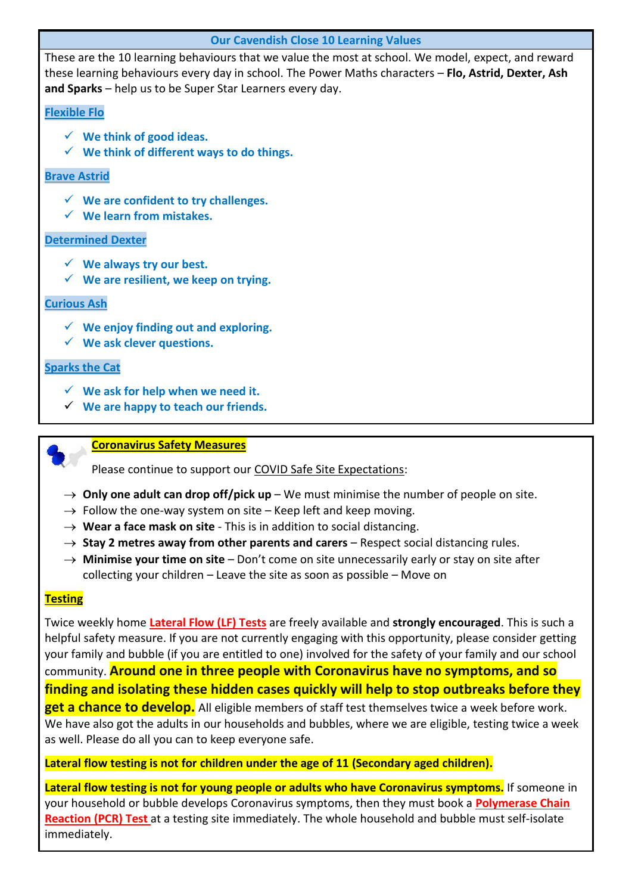## Our Cavendish Close 10 Learning Values

These are the 10 learning behaviours that we value the most at school. We model, expect, and reward these learning behaviours every day in school. The Power Maths characters – **Flo, Astrid, Dexter, Ash and Sparks** – help us to be Super Star Learners every day.

### Flexible Flo

- ✓ **We think of good ideas.**
- ✓ **We think of different ways to do things.**

### Brave Astrid

- ✓ **We are confident to try challenges.**
- ✓ **We learn from mistakes.**

### Determined Dexter

- ✓ **We always try our best.**
- ✓ **We are resilient, we keep on trying.**

### Curious Ash

- ✓ **We enjoy finding out and exploring.**
- ✓ **We ask clever questions.**

### Sparks the Cat

- ✓ **We ask for help when we need it.**
- ✓ **We are happy to teach our friends.**

## Coronavirus Safety Measures

Please continue to support our COVID Safe Site Expectations:

- → **Only one adult can drop off/pick up** – We must minimise the number of people on site.
- → Follow the one-way system on site – Keep left and keep moving.
- → **Wear a face mask on site** - This is in addition to social distancing.
- → **Stay 2 metres away from other parents and carers** – Respect social distancing rules.
- → **Minimise your time on site** – Don't come on site unnecessarily early or stay on site after collecting your children – Leave the site as soon as possible – Move on

### Testing

Twice weekly home **Lateral Flow (LF) Tests** are freely available and **strongly encouraged**. This is such a helpful safety measure. If you are not currently engaging with this opportunity, please consider getting your family and bubble (if you are entitled to one) involved for the safety of your family and our school community. **Around one in three people with Coronavirus have no symptoms, and so finding and isolating these hidden cases quickly will help to stop outbreaks before they get a chance to develop.** All eligible members of staff test themselves twice a week before work. We have also got the adults in our households and bubbles, where we are eligible, testing twice a week as well. Please do all you can to keep everyone safe.

**Lateral flow testing is not for children under the age of 11 (Secondary aged children).**

**Lateral flow testing is not for young people or adults who have Coronavirus symptoms.** If someone in your household or bubble develops Coronavirus symptoms, then they must book a **Polymerase Chain Reaction (PCR) Test** at a testing site immediately. The whole household and bubble must self-isolate immediately.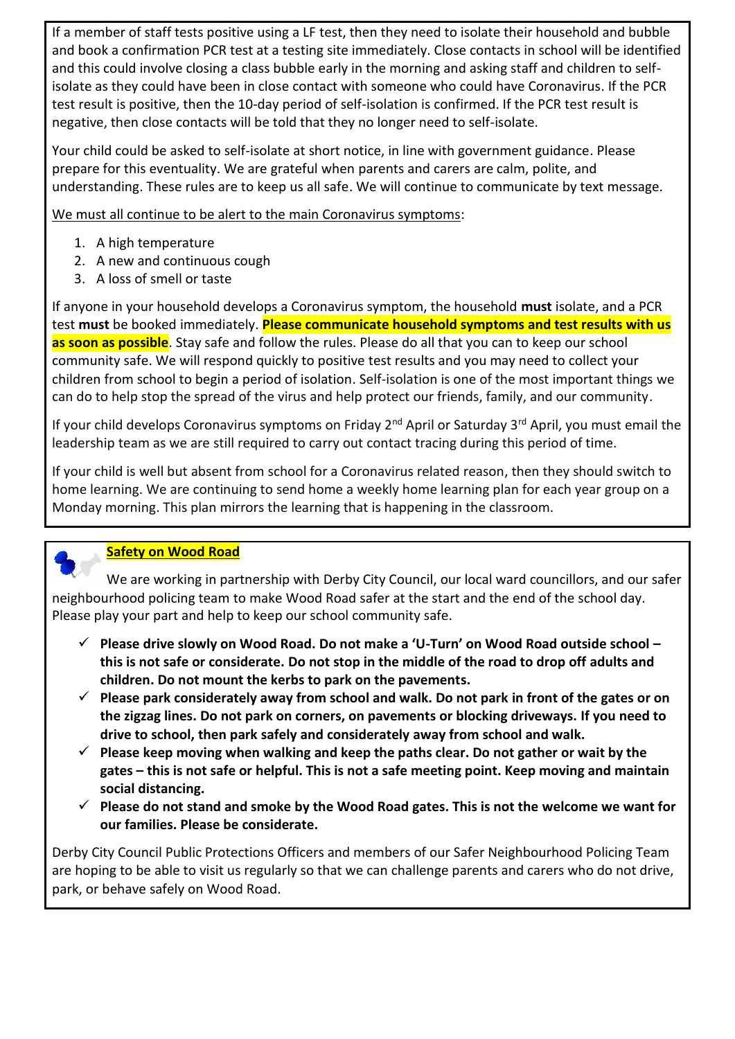If a member of staff tests positive using a LF test, then they need to isolate their household and bubble and book a confirmation PCR test at a testing site immediately. Close contacts in school will be identified and this could involve closing a class bubble early in the morning and asking staff and children to self-isolate as they could have been in close contact with someone who could have Coronavirus. If the PCR test result is positive, then the 10-day period of self-isolation is confirmed. If the PCR test result is negative, then close contacts will be told that they no longer need to self-isolate.

Your child could be asked to self-isolate at short notice, in line with government guidance. Please prepare for this eventuality. We are grateful when parents and carers are calm, polite, and understanding. These rules are to keep us all safe. We will continue to communicate by text message.

We must all continue to be alert to the main Coronavirus symptoms:

1. A high temperature
2. A new and continuous cough
3. A loss of smell or taste

If anyone in your household develops a Coronavirus symptom, the household **must** isolate, and a PCR test **must** be booked immediately. **Please communicate household symptoms and test results with us as soon as possible**. Stay safe and follow the rules. Please do all that you can to keep our school community safe. We will respond quickly to positive test results and you may need to collect your children from school to begin a period of isolation. Self-isolation is one of the most important things we can do to help stop the spread of the virus and help protect our friends, family, and our community.

If your child develops Coronavirus symptoms on Friday 2nd April or Saturday 3rd April, you must email the leadership team as we are still required to carry out contact tracing during this period of time.

If your child is well but absent from school for a Coronavirus related reason, then they should switch to home learning. We are continuing to send home a weekly home learning plan for each year group on a Monday morning. This plan mirrors the learning that is happening in the classroom.

## Safety on Wood Road

We are working in partnership with Derby City Council, our local ward councillors, and our safer neighbourhood policing team to make Wood Road safer at the start and the end of the school day. Please play your part and help to keep our school community safe.

- ✓ **Please drive slowly on Wood Road. Do not make a 'U-Turn' on Wood Road outside school – this is not safe or considerate. Do not stop in the middle of the road to drop off adults and children. Do not mount the kerbs to park on the pavements.**
- ✓ **Please park considerately away from school and walk. Do not park in front of the gates or on the zigzag lines. Do not park on corners, on pavements or blocking driveways. If you need to drive to school, then park safely and considerately away from school and walk.**
- ✓ **Please keep moving when walking and keep the paths clear. Do not gather or wait by the gates – this is not safe or helpful. This is not a safe meeting point. Keep moving and maintain social distancing.**
- ✓ **Please do not stand and smoke by the Wood Road gates. This is not the welcome we want for our families. Please be considerate.**

Derby City Council Public Protections Officers and members of our Safer Neighbourhood Policing Team are hoping to be able to visit us regularly so that we can challenge parents and carers who do not drive, park, or behave safely on Wood Road.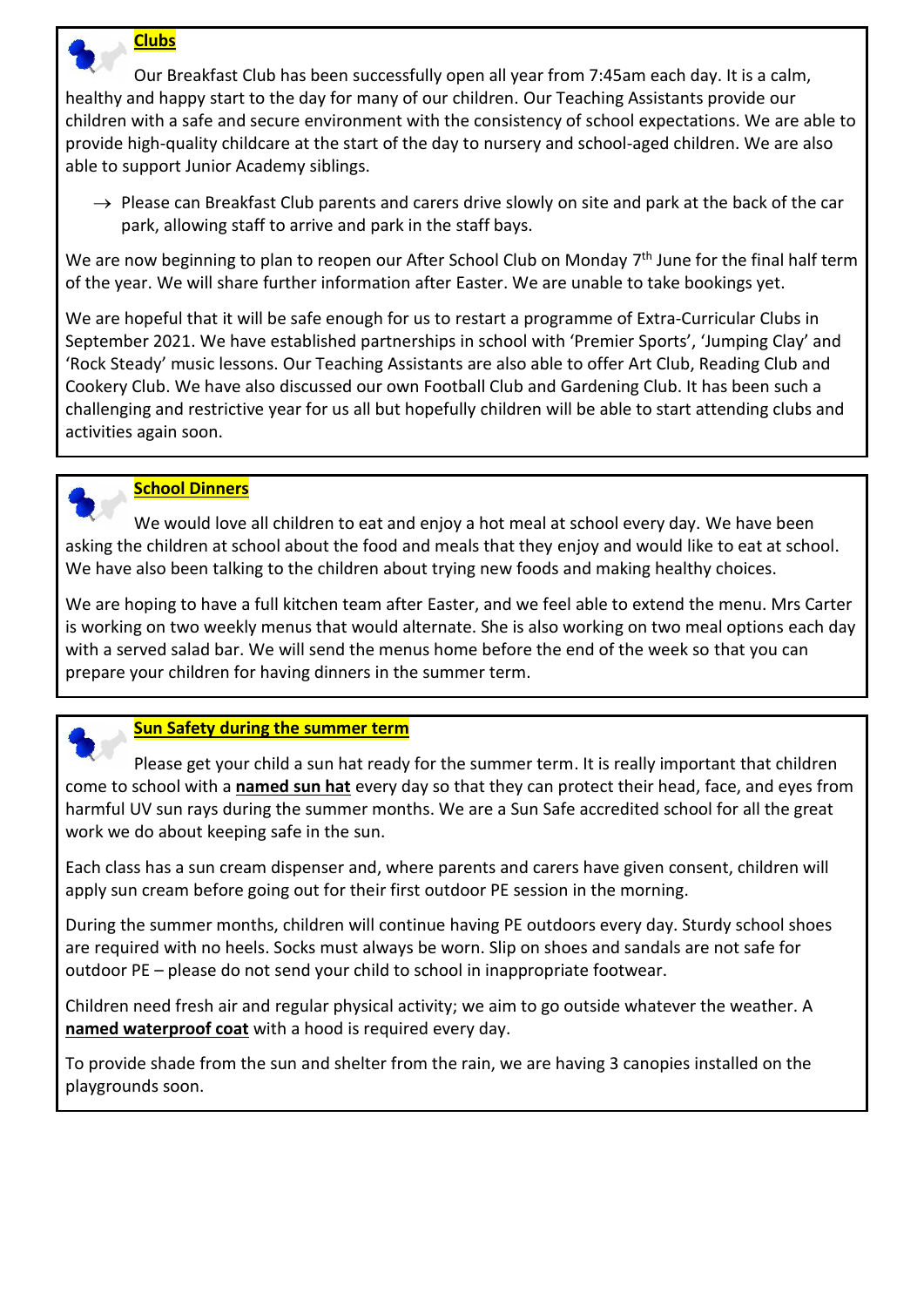## Clubs

Our Breakfast Club has been successfully open all year from 7:45am each day. It is a calm, healthy and happy start to the day for many of our children. Our Teaching Assistants provide our children with a safe and secure environment with the consistency of school expectations. We are able to provide high-quality childcare at the start of the day to nursery and school-aged children. We are also able to support Junior Academy siblings.

→ Please can Breakfast Club parents and carers drive slowly on site and park at the back of the car park, allowing staff to arrive and park in the staff bays.

We are now beginning to plan to reopen our After School Club on Monday 7th June for the final half term of the year. We will share further information after Easter. We are unable to take bookings yet.

We are hopeful that it will be safe enough for us to restart a programme of Extra-Curricular Clubs in September 2021. We have established partnerships in school with 'Premier Sports', 'Jumping Clay' and 'Rock Steady' music lessons. Our Teaching Assistants are also able to offer Art Club, Reading Club and Cookery Club. We have also discussed our own Football Club and Gardening Club. It has been such a challenging and restrictive year for us all but hopefully children will be able to start attending clubs and activities again soon.

## School Dinners

We would love all children to eat and enjoy a hot meal at school every day. We have been asking the children at school about the food and meals that they enjoy and would like to eat at school. We have also been talking to the children about trying new foods and making healthy choices.

We are hoping to have a full kitchen team after Easter, and we feel able to extend the menu. Mrs Carter is working on two weekly menus that would alternate. She is also working on two meal options each day with a served salad bar. We will send the menus home before the end of the week so that you can prepare your children for having dinners in the summer term.

## Sun Safety during the summer term

Please get your child a sun hat ready for the summer term. It is really important that children come to school with a **named sun hat** every day so that they can protect their head, face, and eyes from harmful UV sun rays during the summer months. We are a Sun Safe accredited school for all the great work we do about keeping safe in the sun.

Each class has a sun cream dispenser and, where parents and carers have given consent, children will apply sun cream before going out for their first outdoor PE session in the morning.

During the summer months, children will continue having PE outdoors every day. Sturdy school shoes are required with no heels. Socks must always be worn. Slip on shoes and sandals are not safe for outdoor PE – please do not send your child to school in inappropriate footwear.

Children need fresh air and regular physical activity; we aim to go outside whatever the weather. A **named waterproof coat** with a hood is required every day.

To provide shade from the sun and shelter from the rain, we are having 3 canopies installed on the playgrounds soon.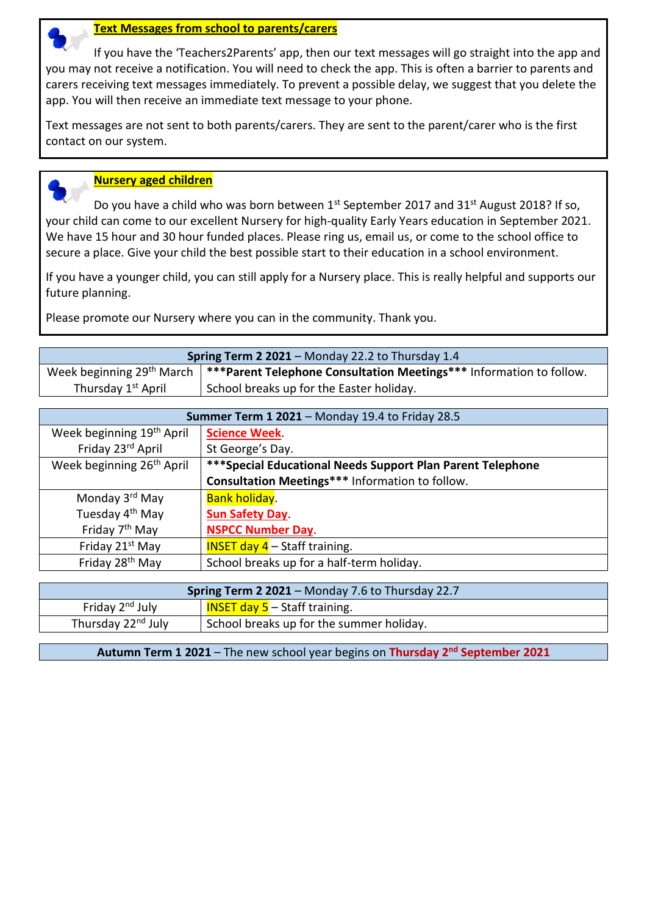## Text Messages from school to parents/carers

If you have the 'Teachers2Parents' app, then our text messages will go straight into the app and you may not receive a notification. You will need to check the app. This is often a barrier to parents and carers receiving text messages immediately. To prevent a possible delay, we suggest that you delete the app. You will then receive an immediate text message to your phone.

Text messages are not sent to both parents/carers. They are sent to the parent/carer who is the first contact on our system.

## Nursery aged children

Do you have a child who was born between 1st September 2017 and 31st August 2018? If so, your child can come to our excellent Nursery for high-quality Early Years education in September 2021. We have 15 hour and 30 hour funded places. Please ring us, email us, or come to the school office to secure a place. Give your child the best possible start to their education in a school environment.

If you have a younger child, you can still apply for a Nursery place. This is really helpful and supports our future planning.

Please promote our Nursery where you can in the community. Thank you.

| **Spring Term 2 2021** – Monday 22.2 to Thursday 1.4 | |
|---|---|
| Week beginning 29th March | **\*\*\*Parent Telephone Consultation Meetings\*\*\*** Information to follow. |
| Thursday 1st April | School breaks up for the Easter holiday. |

| **Summer Term 1 2021** – Monday 19.4 to Friday 28.5 | |
|---|---|
| Week beginning 19th April | **Science Week**. |
| Friday 23rd April | St George's Day. |
| Week beginning 26th April | **\*\*\*Special Educational Needs Support Plan Parent Telephone Consultation Meetings\*\*\*** Information to follow. |
| Monday 3rd May | Bank holiday. |
| Tuesday 4th May | **Sun Safety Day**. |
| Friday 7th May | **NSPCC Number Day**. |
| Friday 21st May | INSET day 4 – Staff training. |
| Friday 28th May | School breaks up for a half-term holiday. |

| **Spring Term 2 2021** – Monday 7.6 to Thursday 22.7 | |
|---|---|
| Friday 2nd July | INSET day 5 – Staff training. |
| Thursday 22nd July | School breaks up for the summer holiday. |

**Autumn Term 1 2021** – The new school year begins on **Thursday 2nd September 2021**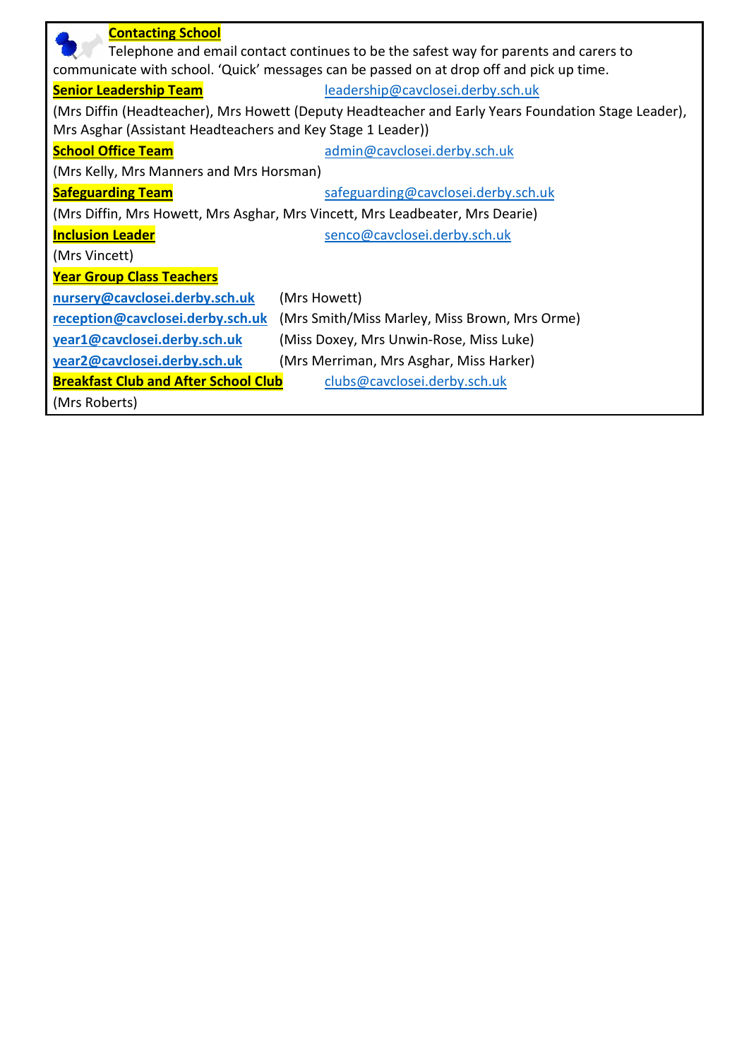## Contacting School

Telephone and email contact continues to be the safest way for parents and carers to communicate with school. 'Quick' messages can be passed on at drop off and pick up time.

**Senior Leadership Team** leadership@cavclosei.derby.sch.uk

(Mrs Diffin (Headteacher), Mrs Howett (Deputy Headteacher and Early Years Foundation Stage Leader), Mrs Asghar (Assistant Headteachers and Key Stage 1 Leader))

**School Office Team** admin@cavclosei.derby.sch.uk

(Mrs Kelly, Mrs Manners and Mrs Horsman)

**Safeguarding Team** safeguarding@cavclosei.derby.sch.uk

(Mrs Diffin, Mrs Howett, Mrs Asghar, Mrs Vincett, Mrs Leadbeater, Mrs Dearie)

**Inclusion Leader** senco@cavclosei.derby.sch.uk

(Mrs Vincett)

**Year Group Class Teachers**

**nursery@cavclosei.derby.sch.uk** (Mrs Howett)

**reception@cavclosei.derby.sch.uk** (Mrs Smith/Miss Marley, Miss Brown, Mrs Orme)

**year1@cavclosei.derby.sch.uk** (Miss Doxey, Mrs Unwin-Rose, Miss Luke)

**year2@cavclosei.derby.sch.uk** (Mrs Merriman, Mrs Asghar, Miss Harker)

**Breakfast Club and After School Club** clubs@cavclosei.derby.sch.uk

(Mrs Roberts)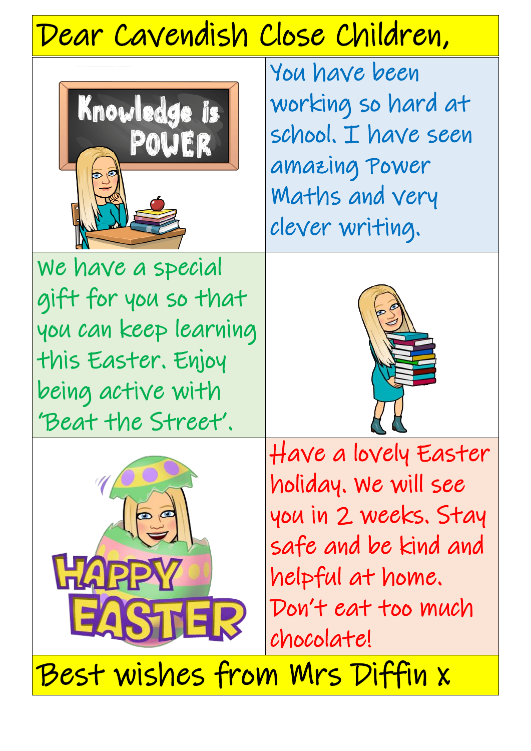Dear Cavendish Close Children,

You have been working so hard at school. I have seen amazing Power Maths and very clever writing.

We have a special gift for you so that you can keep learning this Easter. Enjoy being active with 'Beat the Street'.

Have a lovely Easter holiday. We will see you in 2 weeks. Stay safe and be kind and helpful at home. Don't eat too much chocolate!

Best wishes from Mrs Diffin x